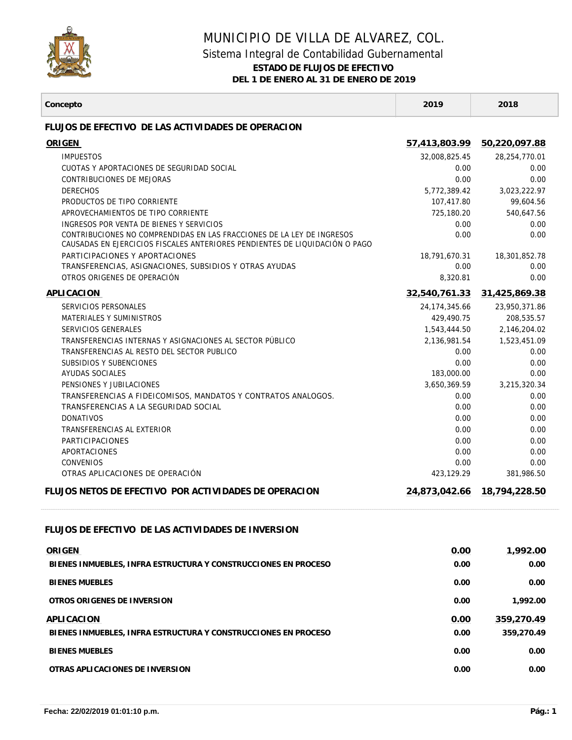# MUNICIPIO DE VILLA DE ALVAREZ, COL.

## Sistema Integral de Contabilidad Gubernamental

### ESTADO DE FLUJOS DE EFECTIVO

### DEL 1 DE ENERO AL 31 DE ENERO DE 2019

| Concepto | 2019 | 2018 |
|---|---|---|
| **FLUJOS DE EFECTIVO DE LAS ACTIVIDADES DE OPERACION** | | |
| **ORIGEN** | **57,413,803.99** | **50,220,097.88** |
| IMPUESTOS | 32,008,825.45 | 28,254,770.01 |
| CUOTAS Y APORTACIONES DE SEGURIDAD SOCIAL | 0.00 | 0.00 |
| CONTRIBUCIONES DE MEJORAS | 0.00 | 0.00 |
| DERECHOS | 5,772,389.42 | 3,023,222.97 |
| PRODUCTOS DE TIPO CORRIENTE | 107,417.80 | 99,604.56 |
| APROVECHAMIENTOS DE TIPO CORRIENTE | 725,180.20 | 540,647.56 |
| INGRESOS POR VENTA DE BIENES Y SERVICIOS | 0.00 | 0.00 |
| CONTRIBUCIONES NO COMPRENDIDAS EN LAS FRACCIONES DE LA LEY DE INGRESOS CAUSADAS EN EJERCICIOS FISCALES ANTERIORES PENDIENTES DE LIQUIDACIÓN O PAGO | 0.00 | 0.00 |
| PARTICIPACIONES Y APORTACIONES | 18,791,670.31 | 18,301,852.78 |
| TRANSFERENCIAS, ASIGNACIONES, SUBSIDIOS Y OTRAS AYUDAS | 0.00 | 0.00 |
| OTROS ORIGENES DE OPERACIÓN | 8,320.81 | 0.00 |
| **APLICACION** | **32,540,761.33** | **31,425,869.38** |
| SERVICIOS PERSONALES | 24,174,345.66 | 23,950,371.86 |
| MATERIALES Y SUMINISTROS | 429,490.75 | 208,535.57 |
| SERVICIOS GENERALES | 1,543,444.50 | 2,146,204.02 |
| TRANSFERENCIAS INTERNAS Y ASIGNACIONES AL SECTOR PÚBLICO | 2,136,981.54 | 1,523,451.09 |
| TRANSFERENCIAS AL RESTO DEL SECTOR PUBLICO | 0.00 | 0.00 |
| SUBSIDIOS Y SUBENCIONES | 0.00 | 0.00 |
| AYUDAS SOCIALES | 183,000.00 | 0.00 |
| PENSIONES Y JUBILACIONES | 3,650,369.59 | 3,215,320.34 |
| TRANSFERENCIAS A FIDEICOMISOS, MANDATOS Y CONTRATOS ANALOGOS. | 0.00 | 0.00 |
| TRANSFERENCIAS A LA SEGURIDAD SOCIAL | 0.00 | 0.00 |
| DONATIVOS | 0.00 | 0.00 |
| TRANSFERENCIAS AL EXTERIOR | 0.00 | 0.00 |
| PARTICIPACIONES | 0.00 | 0.00 |
| APORTACIONES | 0.00 | 0.00 |
| CONVENIOS | 0.00 | 0.00 |
| OTRAS APLICACIONES DE OPERACIÓN | 423,129.29 | 381,986.50 |
| **FLUJOS NETOS DE EFECTIVO POR ACTIVIDADES DE OPERACION** | **24,873,042.66** | **18,794,228.50** |
| **FLUJOS DE EFECTIVO DE LAS ACTIVIDADES DE INVERSION** | | |
| **ORIGEN** | **0.00** | **1,992.00** |
| **BIENES INMUEBLES, INFRA ESTRUCTURA Y CONSTRUCCIONES EN PROCESO** | **0.00** | **0.00** |
| **BIENES MUEBLES** | **0.00** | **0.00** |
| **OTROS ORIGENES DE INVERSION** | **0.00** | **1,992.00** |
| **APLICACION** | **0.00** | **359,270.49** |
| **BIENES INMUEBLES, INFRA ESTRUCTURA Y CONSTRUCCIONES EN PROCESO** | **0.00** | **359,270.49** |
| **BIENES MUEBLES** | **0.00** | **0.00** |
| **OTRAS APLICACIONES DE INVERSION** | **0.00** | **0.00** |

**Fecha: 22/02/2019 01:01:10 p.m.**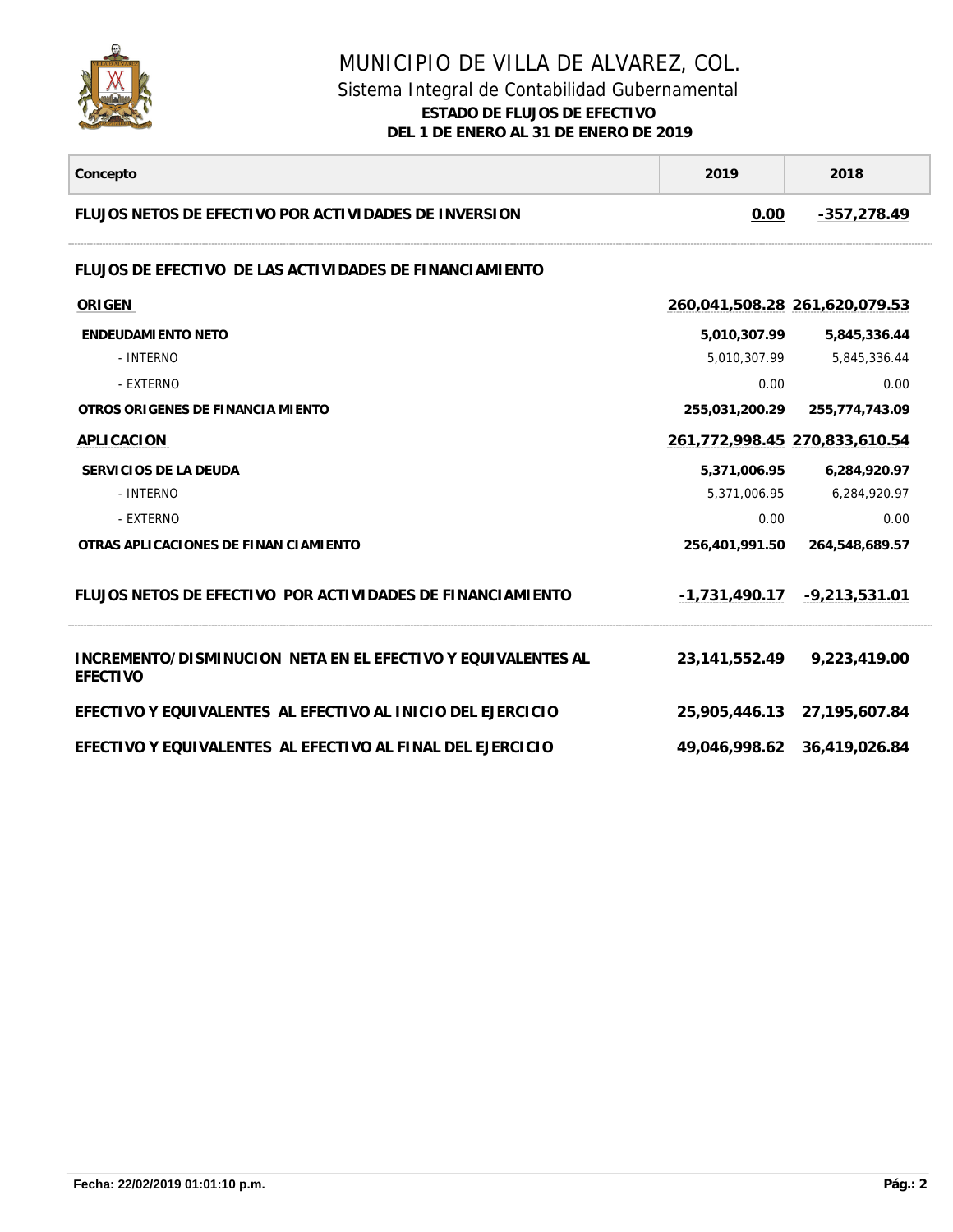# MUNICIPIO DE VILLA DE ALVAREZ, COL.

## Sistema Integral de Contabilidad Gubernamental

**ESTADO DE FLUJOS DE EFECTIVO**

**DEL 1 DE ENERO AL 31 DE ENERO DE 2019**

| Concepto | 2019 | 2018 |
|---|---|---|
| **FLUJOS NETOS DE EFECTIVO POR ACTIVIDADES DE INVERSION** | **0.00** | **-357,278.49** |
| **FLUJOS DE EFECTIVO DE LAS ACTIVIDADES DE FINANCIAMIENTO** | | |
| **ORIGEN** | **260,041,508.28** | **261,620,079.53** |
| **ENDEUDAMIENTO NETO** | **5,010,307.99** | **5,845,336.44** |
| - INTERNO | 5,010,307.99 | 5,845,336.44 |
| - EXTERNO | 0.00 | 0.00 |
| **OTROS ORIGENES DE FINANCIA MIENTO** | **255,031,200.29** | **255,774,743.09** |
| **APLICACION** | **261,772,998.45** | **270,833,610.54** |
| **SERVICIOS DE LA DEUDA** | **5,371,006.95** | **6,284,920.97** |
| - INTERNO | 5,371,006.95 | 6,284,920.97 |
| - EXTERNO | 0.00 | 0.00 |
| **OTRAS APLICACIONES DE FINAN CIAMIENTO** | **256,401,991.50** | **264,548,689.57** |
| **FLUJOS NETOS DE EFECTIVO POR ACTIVIDADES DE FINANCIAMIENTO** | **-1,731,490.17** | **-9,213,531.01** |
| **INCREMENTO/DISMINUCION NETA EN EL EFECTIVO Y EQUIVALENTES AL EFECTIVO** | **23,141,552.49** | **9,223,419.00** |
| **EFECTIVO Y EQUIVALENTES AL EFECTIVO AL INICIO DEL EJERCICIO** | **25,905,446.13** | **27,195,607.84** |
| **EFECTIVO Y EQUIVALENTES AL EFECTIVO AL FINAL DEL EJERCICIO** | **49,046,998.62** | **36,419,026.84** |

**Fecha: 22/02/2019 01:01:10 p.m.**